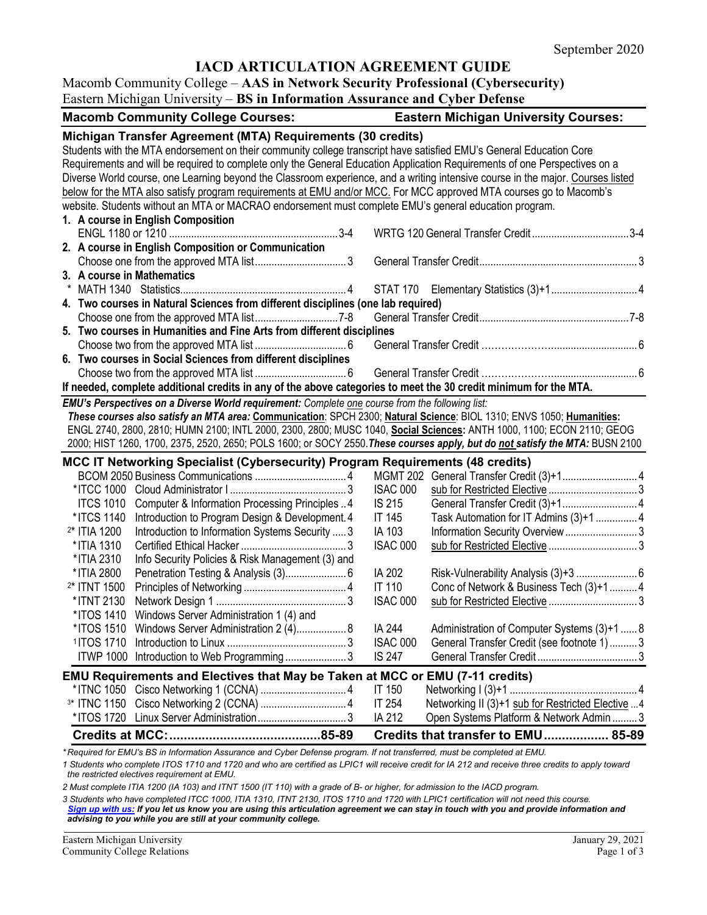September 2020

# IACD ARTICULATION AGREEMENT GUIDE

Macomb Community College – **AAS in Network Security Professional (Cybersecurity)**
Eastern Michigan University – **BS in Information Assurance and Cyber Defense**

| Macomb Community College Courses: | | | Eastern Michigan University Courses: | | |
|---|---|---|---|---|---|
| **Michigan Transfer Agreement (MTA) Requirements (30 credits)** | | | | | |

Students with the MTA endorsement on their community college transcript have satisfied EMU's General Education Core Requirements and will be required to complete only the General Education Application Requirements of one Perspectives on a Diverse World course, one Learning beyond the Classroom experience, and a writing intensive course in the major. Courses listed below for the MTA also satisfy program requirements at EMU and/or MCC. For MCC approved MTA courses go to Macomb's website. Students without an MTA or MACRAO endorsement must complete EMU's general education program.

| Macomb Community College Courses | | Credits | Eastern Michigan University Courses | | Credits |
|---|---|---|---|---|---|
| **1. A course in English Composition** | | | | | |
| ENGL 1180 or 1210 | | 3-4 | WRTG 120 | General Transfer Credit | 3-4 |
| **2. A course in English Composition or Communication** | | | | | |
| Choose one from the approved MTA list | | 3 | | General Transfer Credit | 3 |
| **3. A course in Mathematics** | | | | | |
| * MATH 1340 | Statistics | 4 | STAT 170 | Elementary Statistics (3)+1 | 4 |
| **4. Two courses in Natural Sciences from different disciplines (one lab required)** | | | | | |
| Choose one from the approved MTA list | | 7-8 | | General Transfer Credit | 7-8 |
| **5. Two courses in Humanities and Fine Arts from different disciplines** | | | | | |
| Choose two from the approved MTA list | | 6 | | General Transfer Credit | 6 |
| **6. Two courses in Social Sciences from different disciplines** | | | | | |
| Choose two from the approved MTA list | | 6 | | General Transfer Credit | 6 |

**If needed, complete additional credits in any of the above categories to meet the 30 credit minimum for the MTA.**

***EMU's Perspectives on a Diverse World requirement:*** *Complete one course from the following list:*
***These courses also satisfy an MTA area:* Communication**: SPCH 2300; **Natural Science**: BIOL 1310; ENVS 1050; **Humanities:** ENGL 2740, 2800, 2810; HUMN 2100; INTL 2000, 2300, 2800; MUSC 1040, **Social Sciences:** ANTH 1000, 1100; ECON 2110; GEOG 2000; HIST 1260, 1700, 2375, 2520, 2650; POLS 1600; or SOCY 2550. ***These courses apply, but do not satisfy the MTA:*** BUSN 2100

## MCC IT Networking Specialist (Cybersecurity) Program Requirements (48 credits)

| Macomb Community College Courses | | Credits | Eastern Michigan University Courses | | Credits |
|---|---|---|---|---|---|
| BCOM 2050 | Business Communications | 4 | MGMT 202 | General Transfer Credit (3)+1 | 4 |
| *ITCC 1000 | Cloud Administrator I | 3 | ISAC 000 | sub for Restricted Elective | 3 |
| ITCS 1010 | Computer & Information Processing Principles | 4 | IS 215 | General Transfer Credit (3)+1 | 4 |
| *ITCS 1140 | Introduction to Program Design & Development | 4 | IT 145 | Task Automation for IT Admins (3)+1 | 4 |
| 2* ITIA 1200 | Introduction to Information Systems Security | 3 | IA 103 | Information Security Overview | 3 |
| *ITIA 1310 | Certified Ethical Hacker | 3 | ISAC 000 | sub for Restricted Elective | 3 |
| *ITIA 2310 / *ITIA 2800 | Info Security Policies & Risk Management (3) and Penetration Testing & Analysis (3) | 6 | IA 202 | Risk-Vulnerability Analysis (3)+3 | 6 |
| 2* ITNT 1500 | Principles of Networking | 4 | IT 110 | Conc of Network & Business Tech (3)+1 | 4 |
| *ITNT 2130 | Network Design 1 | 3 | ISAC 000 | sub for Restricted Elective | 3 |
| *ITOS 1410 / *ITOS 1510 | Windows Server Administration 1 (4) and Windows Server Administration 2 (4) | 8 | IA 244 | Administration of Computer Systems (3)+1 | 8 |
| 1 ITOS 1710 | Introduction to Linux | 3 | ISAC 000 | General Transfer Credit (see footnote 1) | 3 |
| ITWP 1000 | Introduction to Web Programming | 3 | IS 247 | General Transfer Credit | 3 |

## EMU Requirements and Electives that May be Taken at MCC or EMU (7-11 credits)

| Macomb Community College Courses | | Credits | Eastern Michigan University Courses | | Credits |
|---|---|---|---|---|---|
| *ITNC 1050 | Cisco Networking 1 (CCNA) | 4 | IT 150 | Networking I (3)+1 | 4 |
| 3* ITNC 1150 | Cisco Networking 2 (CCNA) | 4 | IT 254 | Networking II (3)+1 sub for Restricted Elective | 4 |
| *ITOS 1720 | Linux Server Administration | 3 | IA 212 | Open Systems Platform & Network Admin | 3 |
| **Credits at MCC:** | | **85-89** | **Credits that transfer to EMU** | | **85-89** |

*\* Required for EMU's BS in Information Assurance and Cyber Defense program. If not transferred, must be completed at EMU.*

*1 Students who complete ITOS 1710 and 1720 and who are certified as LPIC1 will receive credit for IA 212 and receive three credits to apply toward the restricted electives requirement at EMU.*

*2 Must complete ITIA 1200 (IA 103) and ITNT 1500 (IT 110) with a grade of B- or higher, for admission to the IACD program.*

*3 Students who have completed ITCC 1000, ITIA 1310, ITNT 2130, ITOS 1710 and 1720 with LPIC1 certification will not need this course.*
***Sign up with us:** If you let us know you are using this articulation agreement we can stay in touch with you and provide information and advising to you while you are still at your community college.*

Eastern Michigan University
Community College Relations

January 29, 2021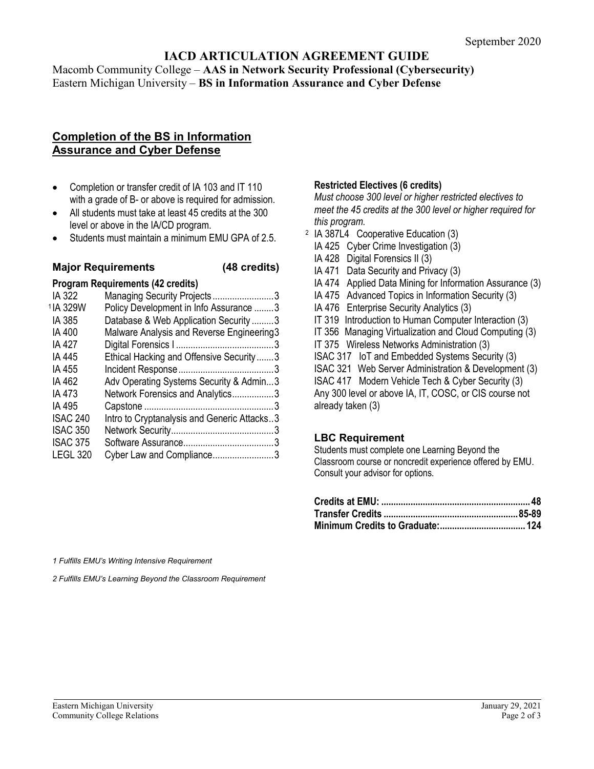September 2020

# IACD ARTICULATION AGREEMENT GUIDE

Macomb Community College – **AAS in Network Security Professional (Cybersecurity)**
Eastern Michigan University – **BS in Information Assurance and Cyber Defense**

## Completion of the BS in Information Assurance and Cyber Defense

- Completion or transfer credit of IA 103 and IT 110 with a grade of B- or above is required for admission.
- All students must take at least 45 credits at the 300 level or above in the IA/CD program.
- Students must maintain a minimum EMU GPA of 2.5.

### Major Requirements (48 credits)

**Program Requirements (42 credits)**

| Course | Title | Credits |
|---|---|---|
| IA 322 | Managing Security Projects | 3 |
| [1]IA 329W | Policy Development in Info Assurance | 3 |
| IA 385 | Database & Web Application Security | 3 |
| IA 400 | Malware Analysis and Reverse Engineering | 3 |
| IA 427 | Digital Forensics I | 3 |
| IA 445 | Ethical Hacking and Offensive Security | 3 |
| IA 455 | Incident Response | 3 |
| IA 462 | Adv Operating Systems Security & Admin | 3 |
| IA 473 | Network Forensics and Analytics | 3 |
| IA 495 | Capstone | 3 |
| ISAC 240 | Intro to Cryptanalysis and Generic Attacks | 3 |
| ISAC 350 | Network Security | 3 |
| ISAC 375 | Software Assurance | 3 |
| LEGL 320 | Cyber Law and Compliance | 3 |

**Restricted Electives (6 credits)**

*Must choose 300 level or higher restricted electives to meet the 45 credits at the 300 level or higher required for this program.*

- [2] IA 387L4 Cooperative Education (3)
- IA 425 Cyber Crime Investigation (3)
- IA 428 Digital Forensics II (3)
- IA 471 Data Security and Privacy (3)
- IA 474 Applied Data Mining for Information Assurance (3)
- IA 475 Advanced Topics in Information Security (3)
- IA 476 Enterprise Security Analytics (3)
- IT 319 Introduction to Human Computer Interaction (3)
- IT 356 Managing Virtualization and Cloud Computing (3)
- IT 375 Wireless Networks Administration (3)
- ISAC 317 IoT and Embedded Systems Security (3)
- ISAC 321 Web Server Administration & Development (3)
- ISAC 417 Modern Vehicle Tech & Cyber Security (3)
- Any 300 level or above IA, IT, COSC, or CIS course not already taken (3)

### LBC Requirement

Students must complete one Learning Beyond the Classroom course or noncredit experience offered by EMU. Consult your advisor for options.

| | |
|---|---|
| **Credits at EMU:** | **48** |
| **Transfer Credits** | **85-89** |
| **Minimum Credits to Graduate:** | **124** |

*1 Fulfills EMU's Writing Intensive Requirement*

*2 Fulfills EMU's Learning Beyond the Classroom Requirement*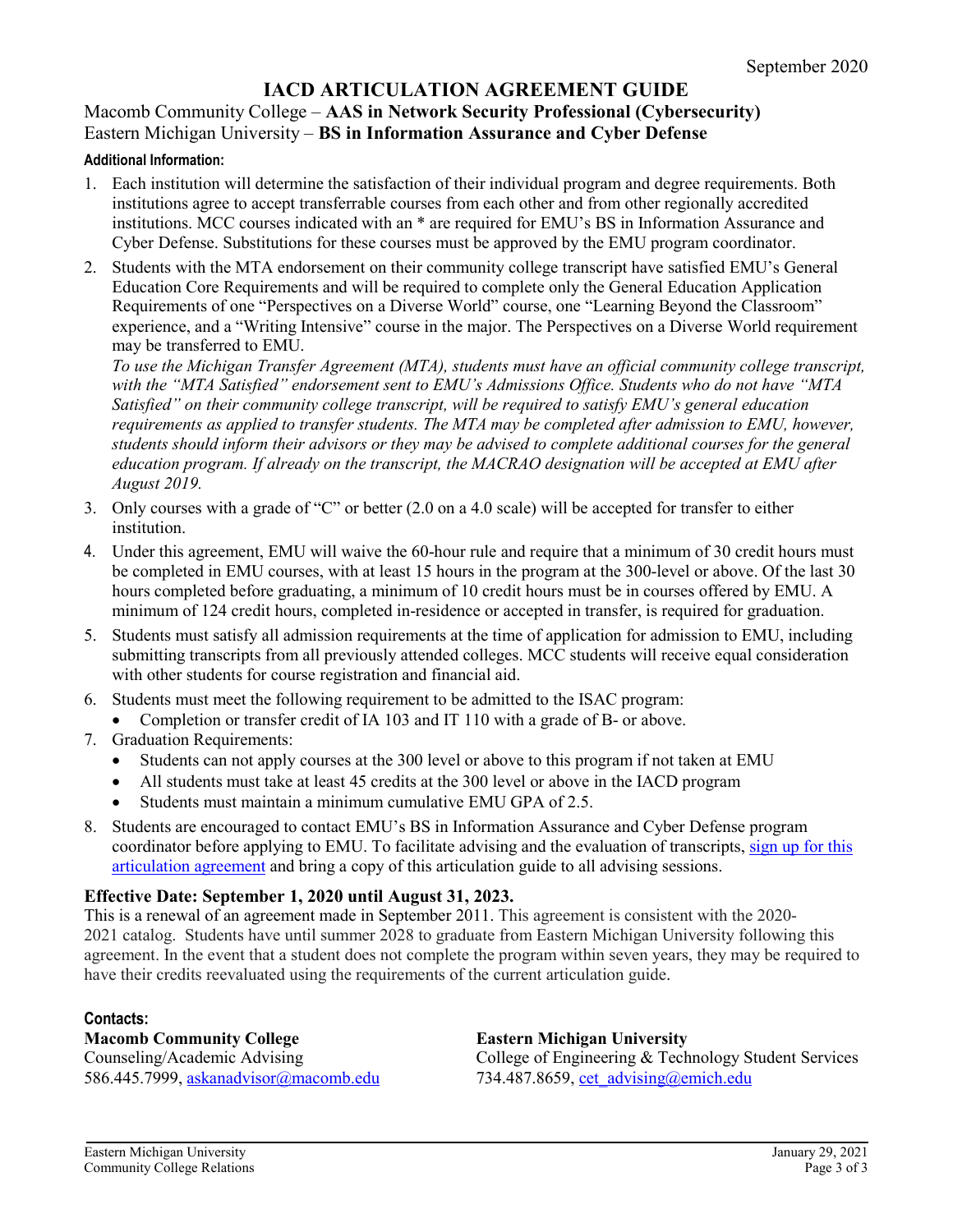September 2020

# IACD ARTICULATION AGREEMENT GUIDE

Macomb Community College – **AAS in Network Security Professional (Cybersecurity)**
Eastern Michigan University – **BS in Information Assurance and Cyber Defense**

**Additional Information:**

1. Each institution will determine the satisfaction of their individual program and degree requirements. Both institutions agree to accept transferrable courses from each other and from other regionally accredited institutions. MCC courses indicated with an * are required for EMU's BS in Information Assurance and Cyber Defense. Substitutions for these courses must be approved by the EMU program coordinator.
2. Students with the MTA endorsement on their community college transcript have satisfied EMU's General Education Core Requirements and will be required to complete only the General Education Application Requirements of one "Perspectives on a Diverse World" course, one "Learning Beyond the Classroom" experience, and a "Writing Intensive" course in the major. The Perspectives on a Diverse World requirement may be transferred to EMU.
*To use the Michigan Transfer Agreement (MTA), students must have an official community college transcript, with the "MTA Satisfied" endorsement sent to EMU's Admissions Office. Students who do not have "MTA Satisfied" on their community college transcript, will be required to satisfy EMU's general education requirements as applied to transfer students. The MTA may be completed after admission to EMU, however, students should inform their advisors or they may be advised to complete additional courses for the general education program. If already on the transcript, the MACRAO designation will be accepted at EMU after August 2019.*
3. Only courses with a grade of "C" or better (2.0 on a 4.0 scale) will be accepted for transfer to either institution.
4. Under this agreement, EMU will waive the 60-hour rule and require that a minimum of 30 credit hours must be completed in EMU courses, with at least 15 hours in the program at the 300-level or above. Of the last 30 hours completed before graduating, a minimum of 10 credit hours must be in courses offered by EMU. A minimum of 124 credit hours, completed in-residence or accepted in transfer, is required for graduation.
5. Students must satisfy all admission requirements at the time of application for admission to EMU, including submitting transcripts from all previously attended colleges. MCC students will receive equal consideration with other students for course registration and financial aid.
6. Students must meet the following requirement to be admitted to the ISAC program:
   - Completion or transfer credit of IA 103 and IT 110 with a grade of B- or above.
7. Graduation Requirements:
   - Students can not apply courses at the 300 level or above to this program if not taken at EMU
   - All students must take at least 45 credits at the 300 level or above in the IACD program
   - Students must maintain a minimum cumulative EMU GPA of 2.5.
8. Students are encouraged to contact EMU's BS in Information Assurance and Cyber Defense program coordinator before applying to EMU. To facilitate advising and the evaluation of transcripts, sign up for this articulation agreement and bring a copy of this articulation guide to all advising sessions.

**Effective Date: September 1, 2020 until August 31, 2023.**

This is a renewal of an agreement made in September 2011. This agreement is consistent with the 2020-2021 catalog. Students have until summer 2028 to graduate from Eastern Michigan University following this agreement. In the event that a student does not complete the program within seven years, they may be required to have their credits reevaluated using the requirements of the current articulation guide.

**Contacts:**

**Macomb Community College**
Counseling/Academic Advising
586.445.7999, askanadvisor@macomb.edu

**Eastern Michigan University**
College of Engineering & Technology Student Services
734.487.8659, cet_advising@emich.edu